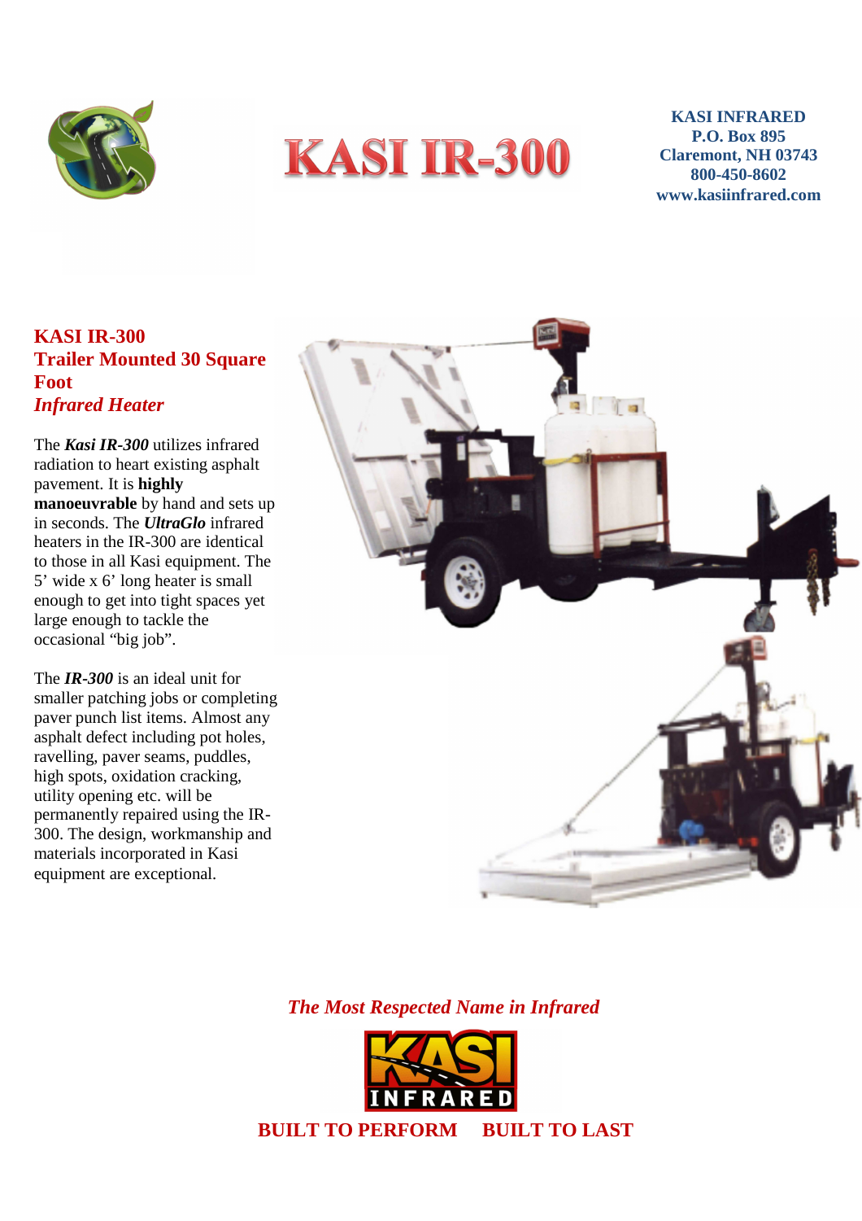# KASI IR-300

**KASI INFRARED**
**P.O. Box 895**
**Claremont, NH 03743**
**800-450-8602**
**www.kasiinfrared.com**

## KASI IR-300
## Trailer Mounted 30 Square Foot
## *Infrared Heater*

The ***Kasi IR-300*** utilizes infrared radiation to heart existing asphalt pavement. It is **highly manoeuvrable** by hand and sets up in seconds. The ***UltraGlo*** infrared heaters in the IR-300 are identical to those in all Kasi equipment. The 5' wide x 6' long heater is small enough to get into tight spaces yet large enough to tackle the occasional "big job".

The ***IR-300*** is an ideal unit for smaller patching jobs or completing paver punch list items. Almost any asphalt defect including pot holes, ravelling, paver seams, puddles, high spots, oxidation cracking, utility opening etc. will be permanently repaired using the IR-300. The design, workmanship and materials incorporated in Kasi equipment are exceptional.

***The Most Respected Name in Infrared***

KASI INFRARED

**BUILT TO PERFORM BUILT TO LAST**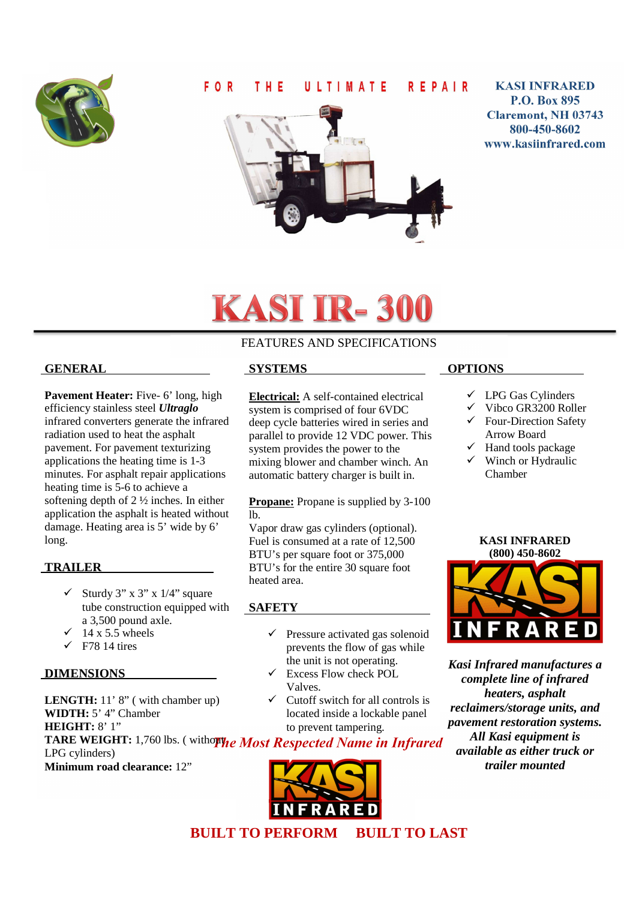FOR THE ULTIMATE REPAIR

KASI INFRARED
P.O. Box 895
Claremont, NH 03743
800-450-8602
www.kasiinfrared.com

# KASI IR- 300

FEATURES AND SPECIFICATIONS

## GENERAL

**Pavement Heater:** Five- 6' long, high efficiency stainless steel ***Ultraglo*** infrared converters generate the infrared radiation used to heat the asphalt pavement. For pavement texturizing applications the heating time is 1-3 minutes. For asphalt repair applications heating time is 5-6 to achieve a softening depth of 2 ½ inches. In either application the asphalt is heated without damage. Heating area is 5' wide by 6' long.

## TRAILER

- ✓ Sturdy 3" x 3" x 1/4" square tube construction equipped with a 3,500 pound axle.
- ✓ 14 x 5.5 wheels
- ✓ F78 14 tires

## DIMENSIONS

**LENGTH:** 11' 8" ( with chamber up)
**WIDTH:** 5' 4" Chamber
**HEIGHT:** 8' 1"
**TARE WEIGHT:** 1,760 lbs. ( without LPG cylinders)
**Minimum road clearance:** 12"

## SYSTEMS

**Electrical:** A self-contained electrical system is comprised of four 6VDC deep cycle batteries wired in series and parallel to provide 12 VDC power. This system provides the power to the mixing blower and chamber winch. An automatic battery charger is built in.

**Propane:** Propane is supplied by 3-100 lb.
Vapor draw gas cylinders (optional). Fuel is consumed at a rate of 12,500 BTU's per square foot or 375,000 BTU's for the entire 30 square foot heated area.

## SAFETY

- ✓ Pressure activated gas solenoid prevents the flow of gas while the unit is not operating.
- ✓ Excess Flow check POL Valves.
- ✓ Cutoff switch for all controls is located inside a lockable panel to prevent tampering.

## OPTIONS

- ✓ LPG Gas Cylinders
- ✓ Vibco GR3200 Roller
- ✓ Four-Direction Safety Arrow Board
- ✓ Hand tools package
- ✓ Winch or Hydraulic Chamber

**KASI INFRARED**
**(800) 450-8602**

KASI INFRARED

***Kasi Infrared manufactures a complete line of infrared heaters, asphalt reclaimers/storage units, and pavement restoration systems. All Kasi equipment is available as either truck or trailer mounted***

*The Most Respected Name in Infrared*

KASI INFRARED

**BUILT TO PERFORM BUILT TO LAST**